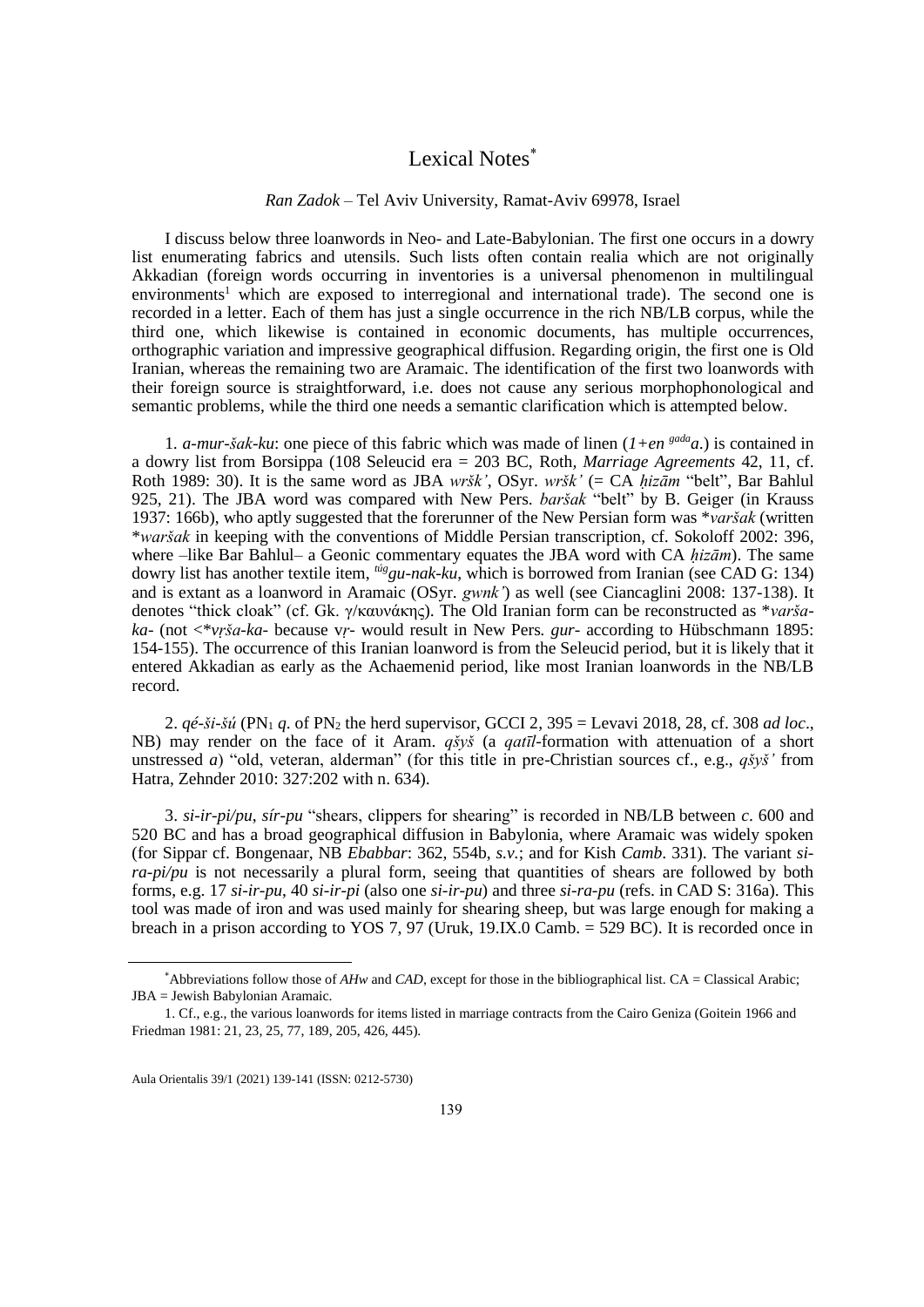# Lexical Notes[*]

*Ran Zadok* – Tel Aviv University, Ramat-Aviv 69978, Israel

I discuss below three loanwords in Neo- and Late-Babylonian. The first one occurs in a dowry list enumerating fabrics and utensils. Such lists often contain realia which are not originally Akkadian (foreign words occurring in inventories is a universal phenomenon in multilingual environments[1] which are exposed to interregional and international trade). The second one is recorded in a letter. Each of them has just a single occurrence in the rich NB/LB corpus, while the third one, which likewise is contained in economic documents, has multiple occurrences, orthographic variation and impressive geographical diffusion. Regarding origin, the first one is Old Iranian, whereas the remaining two are Aramaic. The identification of the first two loanwords with their foreign source is straightforward, i.e. does not cause any serious morphophonological and semantic problems, while the third one needs a semantic clarification which is attempted below.

1. *a-mur-šak-ku*: one piece of this fabric which was made of linen (*1+en* $^{gada}$*a*.) is contained in a dowry list from Borsippa (108 Seleucid era = 203 BC, Roth, *Marriage Agreements* 42, 11, cf. Roth 1989: 30). It is the same word as JBA *wršk'*, OSyr. *wršk'* (= CA *ḥizām* "belt", Bar Bahlul 925, 21). The JBA word was compared with New Pers. *baršak* "belt" by B. Geiger (in Krauss 1937: 166b), who aptly suggested that the forerunner of the New Persian form was *\*varšak* (written *\*waršak* in keeping with the conventions of Middle Persian transcription, cf. Sokoloff 2002: 396, where –like Bar Bahlul– a Geonic commentary equates the JBA word with CA *ḥizām*). The same dowry list has another textile item, $^{túg}$*gu-nak-ku*, which is borrowed from Iranian (see CAD G: 134) and is extant as a loanword in Aramaic (OSyr. *gwnk'*) as well (see Ciancaglini 2008: 137-138). It denotes "thick cloak" (cf. Gk. γ/καυνάκης). The Old Iranian form can be reconstructed as *\*varša-ka-* (not <*\*vṛša-ka-* because vṛ- would result in New Pers. *gur-* according to Hübschmann 1895: 154-155). The occurrence of this Iranian loanword is from the Seleucid period, but it is likely that it entered Akkadian as early as the Achaemenid period, like most Iranian loanwords in the NB/LB record.

2. *qé-ši-šú* ($PN_1$ *q*. of $PN_2$ the herd supervisor, GCCI 2, 395 = Levavi 2018, 28, cf. 308 *ad loc*., NB) may render on the face of it Aram. *qšyš* (a *qatīl*-formation with attenuation of a short unstressed *a*) "old, veteran, alderman" (for this title in pre-Christian sources cf., e.g., *qšyš'* from Hatra, Zehnder 2010: 327:202 with n. 634).

3. *si-ir-pi/pu*, *sír-pu* "shears, clippers for shearing" is recorded in NB/LB between *c*. 600 and 520 BC and has a broad geographical diffusion in Babylonia, where Aramaic was widely spoken (for Sippar cf. Bongenaar, NB *Ebabbar*: 362, 554b, *s.v.*; and for Kish *Camb*. 331). The variant *si-ra-pi/pu* is not necessarily a plural form, seeing that quantities of shears are followed by both forms, e.g. 17 *si-ir-pu*, 40 *si-ir-pi* (also one *si-ir-pu*) and three *si-ra-pu* (refs. in CAD S: 316a). This tool was made of iron and was used mainly for shearing sheep, but was large enough for making a breach in a prison according to YOS 7, 97 (Uruk, 19.IX.0 Camb. = 529 BC). It is recorded once in

---

[*] Abbreviations follow those of *AHw* and *CAD*, except for those in the bibliographical list. CA = Classical Arabic; JBA = Jewish Babylonian Aramaic.

[1] Cf., e.g., the various loanwords for items listed in marriage contracts from the Cairo Geniza (Goitein 1966 and Friedman 1981: 21, 23, 25, 77, 189, 205, 426, 445).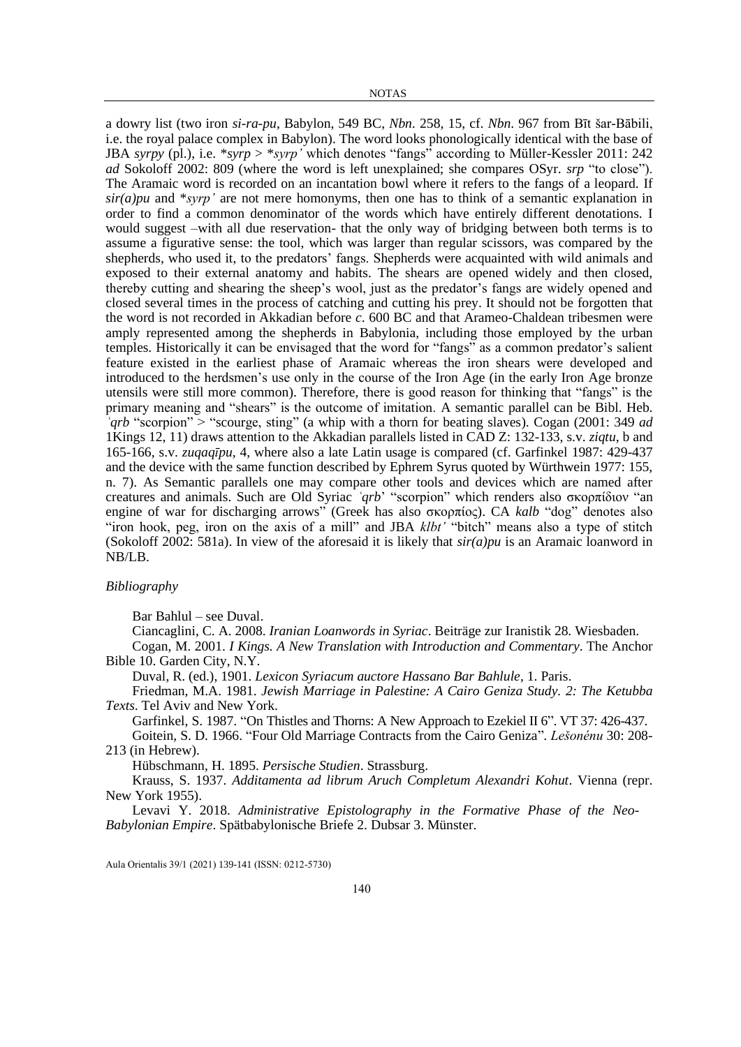a dowry list (two iron *si-ra-pu*, Babylon, 549 BC, *Nbn*. 258, 15, cf. *Nbn*. 967 from Bīt šar-Bābili, i.e. the royal palace complex in Babylon). The word looks phonologically identical with the base of JBA *syrpy* (pl.), i.e. *\*syrp* > *\*syrp'* which denotes "fangs" according to Müller-Kessler 2011: 242 *ad* Sokoloff 2002: 809 (where the word is left unexplained; she compares OSyr. *srp* "to close"). The Aramaic word is recorded on an incantation bowl where it refers to the fangs of a leopard. If *sir(a)pu* and *\*syrp'* are not mere homonyms, then one has to think of a semantic explanation in order to find a common denominator of the words which have entirely different denotations. I would suggest –with all due reservation- that the only way of bridging between both terms is to assume a figurative sense: the tool, which was larger than regular scissors, was compared by the shepherds, who used it, to the predators' fangs. Shepherds were acquainted with wild animals and exposed to their external anatomy and habits. The shears are opened widely and then closed, thereby cutting and shearing the sheep's wool, just as the predator's fangs are widely opened and closed several times in the process of catching and cutting his prey. It should not be forgotten that the word is not recorded in Akkadian before *c*. 600 BC and that Arameo-Chaldean tribesmen were amply represented among the shepherds in Babylonia, including those employed by the urban temples. Historically it can be envisaged that the word for "fangs" as a common predator's salient feature existed in the earliest phase of Aramaic whereas the iron shears were developed and introduced to the herdsmen's use only in the course of the Iron Age (in the early Iron Age bronze utensils were still more common). Therefore, there is good reason for thinking that "fangs" is the primary meaning and "shears" is the outcome of imitation. A semantic parallel can be Bibl. Heb. *ʿqrb* "scorpion" > "scourge, sting" (a whip with a thorn for beating slaves). Cogan (2001: 349 *ad* 1Kings 12, 11) draws attention to the Akkadian parallels listed in CAD Z: 132-133, s.v. *ziqtu*, b and 165-166, s.v. *zuqaqīpu*, 4, where also a late Latin usage is compared (cf. Garfinkel 1987: 429-437 and the device with the same function described by Ephrem Syrus quoted by Würthwein 1977: 155, n. 7). As Semantic parallels one may compare other tools and devices which are named after creatures and animals. Such are Old Syriac *ʿqrb*' "scorpion" which renders also σκορπίδιον "an engine of war for discharging arrows" (Greek has also σκορπίος). CA *kalb* "dog" denotes also "iron hook, peg, iron on the axis of a mill" and JBA *klbt'* "bitch" means also a type of stitch (Sokoloff 2002: 581a). In view of the aforesaid it is likely that *sir(a)pu* is an Aramaic loanword in NB/LB.

*Bibliography*

Bar Bahlul – see Duval.

Ciancaglini, C. A. 2008. *Iranian Loanwords in Syriac*. Beiträge zur Iranistik 28. Wiesbaden.

Cogan, M. 2001. *I Kings. A New Translation with Introduction and Commentary*. The Anchor Bible 10. Garden City, N.Y.

Duval, R. (ed.), 1901. *Lexicon Syriacum auctore Hassano Bar Bahlule*, 1. Paris.

Friedman, M.A. 1981. *Jewish Marriage in Palestine: A Cairo Geniza Study. 2: The Ketubba Texts*. Tel Aviv and New York.

Garfinkel, S. 1987. "On Thistles and Thorns: A New Approach to Ezekiel II 6". VT 37: 426-437.

Goitein, S. D. 1966. "Four Old Marriage Contracts from the Cairo Geniza". *Lešonénu* 30: 208-213 (in Hebrew).

Hübschmann, H. 1895. *Persische Studien*. Strassburg.

Krauss, S. 1937. *Additamenta ad librum Aruch Completum Alexandri Kohut*. Vienna (repr. New York 1955).

Levavi Y. 2018. *Administrative Epistolography in the Formative Phase of the Neo-Babylonian Empire*. Spätbabylonische Briefe 2. Dubsar 3. Münster.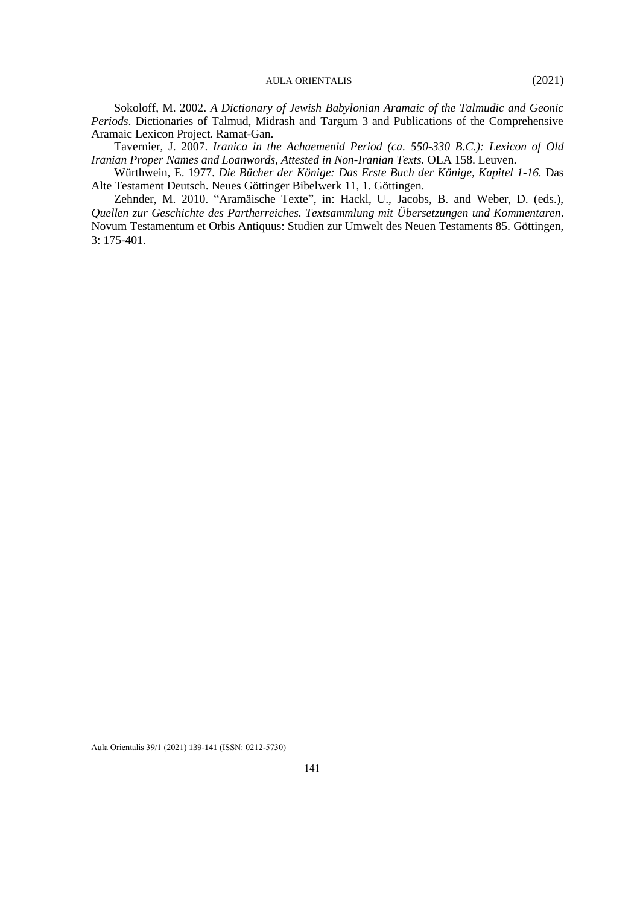Sokoloff, M. 2002. *A Dictionary of Jewish Babylonian Aramaic of the Talmudic and Geonic Periods*. Dictionaries of Talmud, Midrash and Targum 3 and Publications of the Comprehensive Aramaic Lexicon Project. Ramat-Gan.

Tavernier, J. 2007. *Iranica in the Achaemenid Period (ca. 550-330 B.C.): Lexicon of Old Iranian Proper Names and Loanwords, Attested in Non-Iranian Texts.* OLA 158. Leuven.

Würthwein, E. 1977. *Die Bücher der Könige: Das Erste Buch der Könige, Kapitel 1-16.* Das Alte Testament Deutsch. Neues Göttinger Bibelwerk 11, 1. Göttingen.

Zehnder, M. 2010. "Aramäische Texte", in: Hackl, U., Jacobs, B. and Weber, D. (eds.), *Quellen zur Geschichte des Partherreiches. Textsammlung mit Übersetzungen und Kommentaren*. Novum Testamentum et Orbis Antiquus: Studien zur Umwelt des Neuen Testaments 85. Göttingen, 3: 175-401.